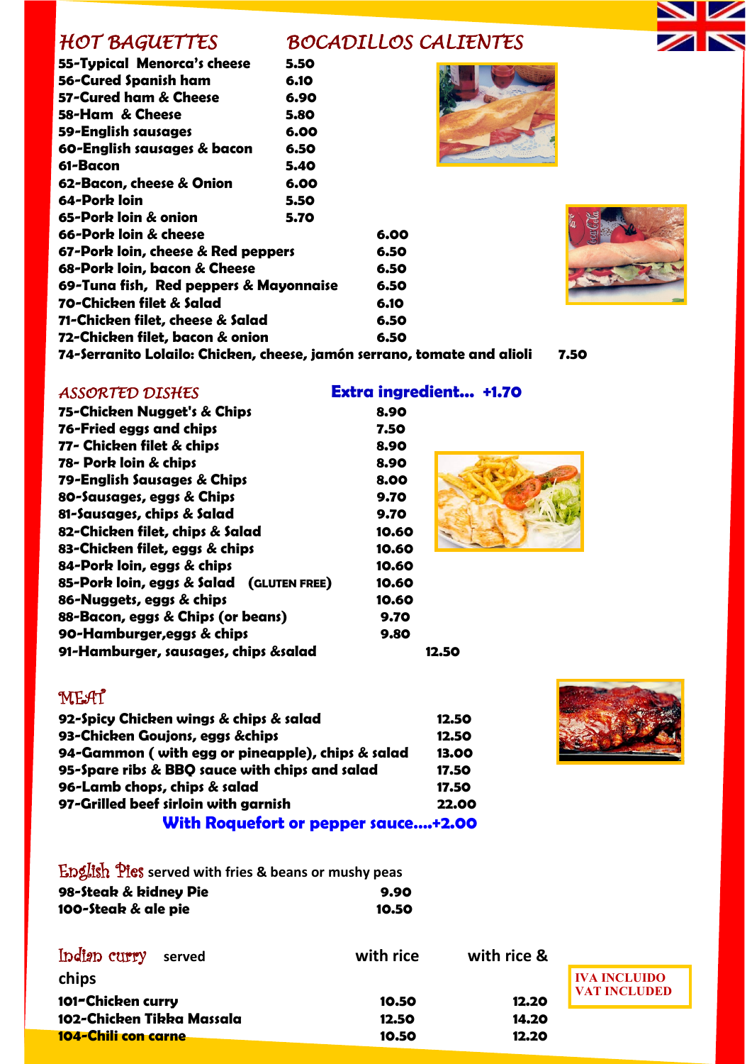## HOT BAGUETTES — BOCADILLOS CALIENTES

| Item | Price |
|---|---|
| 55-Typical Menorca's cheese | 5.50 |
| 56-Cured Spanish ham | 6.10 |
| 57-Cured ham & Cheese | 6.90 |
| 58-Ham & Cheese | 5.80 |
| 59-English sausages | 6.00 |
| 60-English sausages & bacon | 6.50 |
| 61-Bacon | 5.40 |
| 62-Bacon, cheese & Onion | 6.00 |
| 64-Pork loin | 5.50 |
| 65-Pork loin & onion | 5.70 |
| 66-Pork loin & cheese | 6.00 |
| 67-Pork loin, cheese & Red peppers | 6.50 |
| 68-Pork loin, bacon & Cheese | 6.50 |
| 69-Tuna fish, Red peppers & Mayonnaise | 6.50 |
| 70-Chicken filet & Salad | 6.10 |
| 71-Chicken filet, cheese & Salad | 6.50 |
| 72-Chicken filet, bacon & onion | 6.50 |
| 74-Serranito Lolailo: Chicken, cheese, jamón serrano, tomate and alioli | 7.50 |

## ASSORTED DISHES

**Extra ingredient... +1.70**

| Item | Price |
|---|---|
| 75-Chicken Nugget's & Chips | 8.90 |
| 76-Fried eggs and chips | 7.50 |
| 77- Chicken filet & chips | 8.90 |
| 78- Pork loin & chips | 8.90 |
| 79-English Sausages & Chips | 8.00 |
| 80-Sausages, eggs & Chips | 9.70 |
| 81-Sausages, chips & Salad | 9.70 |
| 82-Chicken filet, chips & Salad | 10.60 |
| 83-Chicken filet, eggs & chips | 10.60 |
| 84-Pork loin, eggs & chips | 10.60 |
| 85-Pork loin, eggs & Salad (GLUTEN FREE) | 10.60 |
| 86-Nuggets, eggs & chips | 10.60 |
| 88-Bacon, eggs & Chips (or beans) | 9.70 |
| 90-Hamburger,eggs & chips | 9.80 |
| 91-Hamburger, sausages, chips &salad | 12.50 |

## MEAT

| Item | Price |
|---|---|
| 92-Spicy Chicken wings & chips & salad | 12.50 |
| 93-Chicken Goujons, eggs &chips | 12.50 |
| 94-Gammon ( with egg or pineapple), chips & salad | 13.00 |
| 95-Spare ribs & BBQ sauce with chips and salad | 17.50 |
| 96-Lamb chops, chips & salad | 17.50 |
| 97-Grilled beef sirloin with garnish | 22.00 |

**With Roquefort or pepper sauce....+2.00**

## English Pies served with fries & beans or mushy peas

| Item | Price |
|---|---|
| 98-Steak & kidney Pie | 9.90 |
| 100-Steak & ale pie | 10.50 |

## Indian curry served

| Item | with rice | with rice & chips |
|---|---|---|
| 101-Chicken curry | 10.50 | 12.20 |
| 102-Chicken Tikka Massala | 12.50 | 14.20 |
| 104-Chili con carne | 10.50 | 12.20 |

IVA INCLUIDO
VAT INCLUDED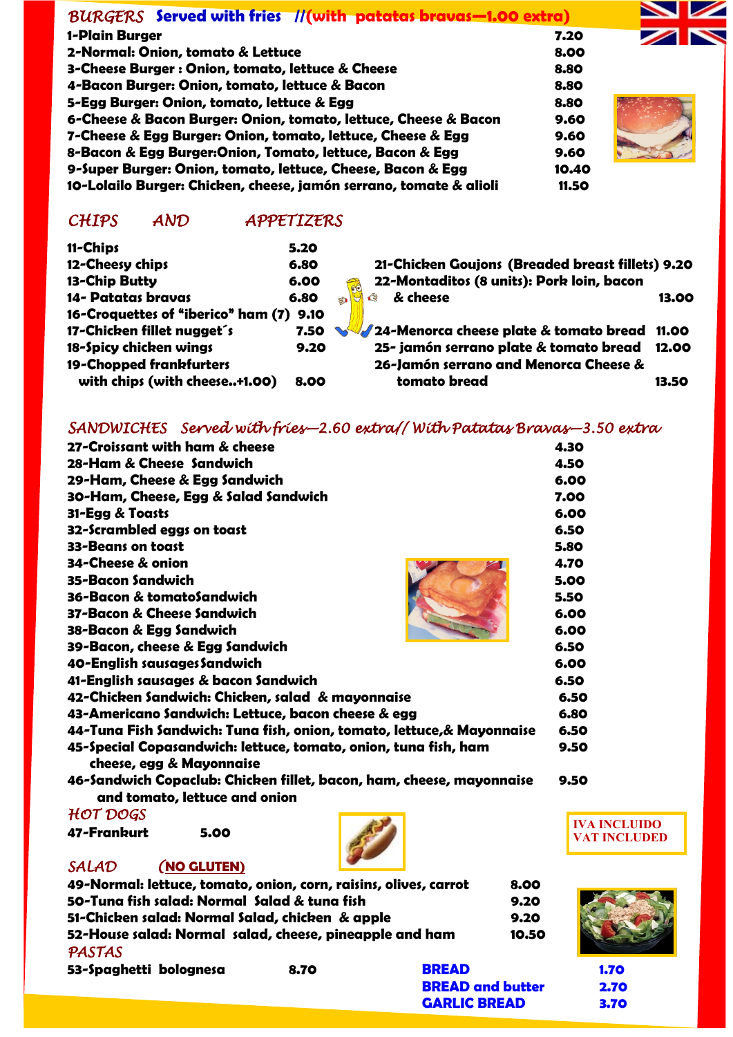## BURGERS Served with fries //(with patatas bravas—1.00 extra)

| | |
|---|---|
| 1-Plain Burger | 7.20 |
| 2-Normal: Onion, tomato & Lettuce | 8.00 |
| 3-Cheese Burger : Onion, tomato, lettuce & Cheese | 8.80 |
| 4-Bacon Burger: Onion, tomato, lettuce & Bacon | 8.80 |
| 5-Egg Burger: Onion, tomato, lettuce & Egg | 8.80 |
| 6-Cheese & Bacon Burger: Onion, tomato, lettuce, Cheese & Bacon | 9.60 |
| 7-Cheese & Egg Burger: Onion, tomato, lettuce, Cheese & Egg | 9.60 |
| 8-Bacon & Egg Burger:Onion, Tomato, lettuce, Bacon & Egg | 9.60 |
| 9-Super Burger: Onion, tomato, lettuce, Cheese, Bacon & Egg | 10.40 |
| 10-Lolailo Burger: Chicken, cheese, jamón serrano, tomate & alioli | 11.50 |

## CHIPS AND APPETIZERS

| | |
|---|---|
| 11-Chips | 5.20 |
| 12-Cheesy chips | 6.80 |
| 13-Chip Butty | 6.00 |
| 14- Patatas bravas | 6.80 |
| 16-Croquettes of "iberico" ham (7) | 9.10 |
| 17-Chicken fillet nugget´s | 7.50 |
| 18-Spicy chicken wings | 9.20 |
| 19-Chopped frankfurters with chips (with cheese..+1.00) | 8.00 |
| 21-Chicken Goujons (Breaded breast fillets) | 9.20 |
| 22-Montaditos (8 units): Pork loin, bacon & cheese | 13.00 |
| 24-Menorca cheese plate & tomato bread | 11.00 |
| 25- jamón serrano plate & tomato bread | 12.00 |
| 26-Jamón serrano and Menorca Cheese & tomato bread | 13.50 |

## SANDWICHES Served with fries—2.60 extra// With Patatas Bravas—3.50 extra

| | |
|---|---|
| 27-Croissant with ham & cheese | 4.30 |
| 28-Ham & Cheese Sandwich | 4.50 |
| 29-Ham, Cheese & Egg Sandwich | 6.00 |
| 30-Ham, Cheese, Egg & Salad Sandwich | 7.00 |
| 31-Egg & Toasts | 6.00 |
| 32-Scrambled eggs on toast | 6.50 |
| 33-Beans on toast | 5.80 |
| 34-Cheese & onion | 4.70 |
| 35-Bacon Sandwich | 5.00 |
| 36-Bacon & tomatoSandwich | 5.50 |
| 37-Bacon & Cheese Sandwich | 6.00 |
| 38-Bacon & Egg Sandwich | 6.00 |
| 39-Bacon, cheese & Egg Sandwich | 6.50 |
| 40-English sausages Sandwich | 6.00 |
| 41-English sausages & bacon Sandwich | 6.50 |
| 42-Chicken Sandwich: Chicken, salad & mayonnaise | 6.50 |
| 43-Americano Sandwich: Lettuce, bacon cheese & egg | 6.80 |
| 44-Tuna Fish Sandwich: Tuna fish, onion, tomato, lettuce,& Mayonnaise | 6.50 |
| 45-Special Copasandwich: lettuce, tomato, onion, tuna fish, ham cheese, egg & Mayonnaise | 9.50 |
| 46-Sandwich Copaclub: Chicken fillet, bacon, ham, cheese, mayonnaise and tomato, lettuce and onion | 9.50 |

## HOT DOGS

47-Frankurt 5.00

IVA INCLUIDO
VAT INCLUDED

## SALAD (NO GLUTEN)

| | |
|---|---|
| 49-Normal: lettuce, tomato, onion, corn, raisins, olives, carrot | 8.00 |
| 50-Tuna fish salad: Normal Salad & tuna fish | 9.20 |
| 51-Chicken salad: Normal Salad, chicken & apple | 9.20 |
| 52-House salad: Normal salad, cheese, pineapple and ham | 10.50 |

## PASTAS

53-Spaghetti bolognesa 8.70

| | |
|---|---|
| BREAD | 1.70 |
| BREAD and butter | 2.70 |
| GARLIC BREAD | 3.70 |